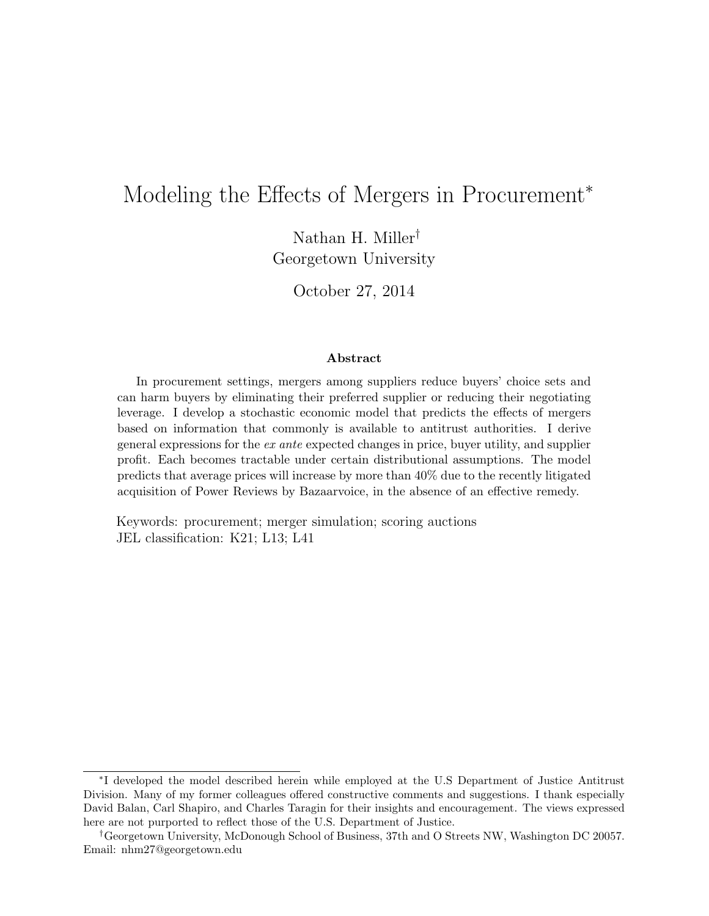# Modeling the Effects of Mergers in Procurement*

Nathan H. Miller†
Georgetown University

October 27, 2014

### Abstract

In procurement settings, mergers among suppliers reduce buyers' choice sets and can harm buyers by eliminating their preferred supplier or reducing their negotiating leverage. I develop a stochastic economic model that predicts the effects of mergers based on information that commonly is available to antitrust authorities. I derive general expressions for the *ex ante* expected changes in price, buyer utility, and supplier profit. Each becomes tractable under certain distributional assumptions. The model predicts that average prices will increase by more than 40% due to the recently litigated acquisition of Power Reviews by Bazaarvoice, in the absence of an effective remedy.

Keywords: procurement; merger simulation; scoring auctions
JEL classification: K21; L13; L41

---

*I developed the model described herein while employed at the U.S Department of Justice Antitrust Division. Many of my former colleagues offered constructive comments and suggestions. I thank especially David Balan, Carl Shapiro, and Charles Taragin for their insights and encouragement. The views expressed here are not purported to reflect those of the U.S. Department of Justice.

†Georgetown University, McDonough School of Business, 37th and O Streets NW, Washington DC 20057. Email: nhm27@georgetown.edu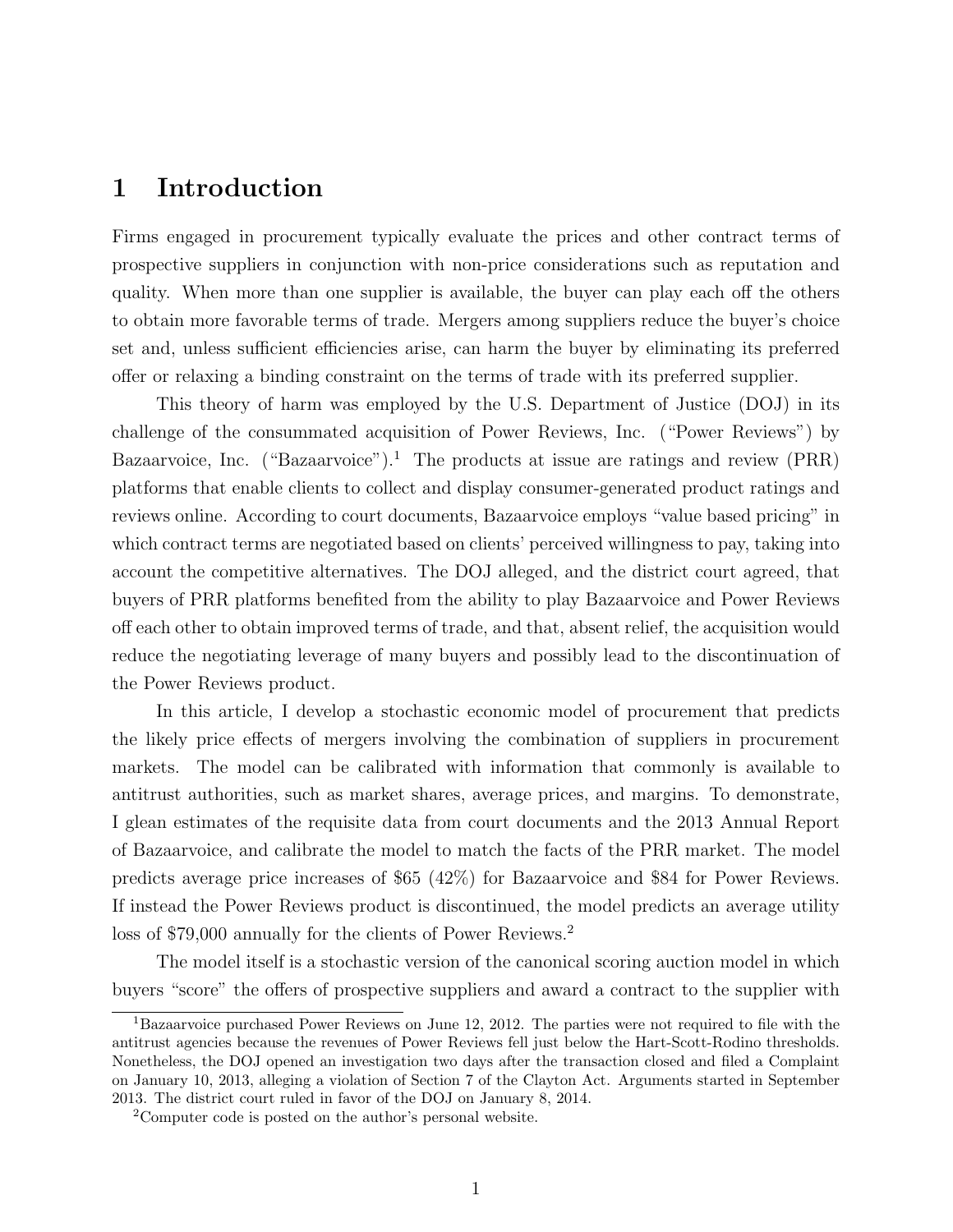# 1 Introduction

Firms engaged in procurement typically evaluate the prices and other contract terms of prospective suppliers in conjunction with non-price considerations such as reputation and quality. When more than one supplier is available, the buyer can play each off the others to obtain more favorable terms of trade. Mergers among suppliers reduce the buyer's choice set and, unless sufficient efficiencies arise, can harm the buyer by eliminating its preferred offer or relaxing a binding constraint on the terms of trade with its preferred supplier.

This theory of harm was employed by the U.S. Department of Justice (DOJ) in its challenge of the consummated acquisition of Power Reviews, Inc. ("Power Reviews") by Bazaarvoice, Inc. ("Bazaarvoice").[1] The products at issue are ratings and review (PRR) platforms that enable clients to collect and display consumer-generated product ratings and reviews online. According to court documents, Bazaarvoice employs "value based pricing" in which contract terms are negotiated based on clients' perceived willingness to pay, taking into account the competitive alternatives. The DOJ alleged, and the district court agreed, that buyers of PRR platforms benefited from the ability to play Bazaarvoice and Power Reviews off each other to obtain improved terms of trade, and that, absent relief, the acquisition would reduce the negotiating leverage of many buyers and possibly lead to the discontinuation of the Power Reviews product.

In this article, I develop a stochastic economic model of procurement that predicts the likely price effects of mergers involving the combination of suppliers in procurement markets. The model can be calibrated with information that commonly is available to antitrust authorities, such as market shares, average prices, and margins. To demonstrate, I glean estimates of the requisite data from court documents and the 2013 Annual Report of Bazaarvoice, and calibrate the model to match the facts of the PRR market. The model predicts average price increases of \$65 (42%) for Bazaarvoice and \$84 for Power Reviews. If instead the Power Reviews product is discontinued, the model predicts an average utility loss of \$79,000 annually for the clients of Power Reviews.[2]

The model itself is a stochastic version of the canonical scoring auction model in which buyers "score" the offers of prospective suppliers and award a contract to the supplier with

[1] Bazaarvoice purchased Power Reviews on June 12, 2012. The parties were not required to file with the antitrust agencies because the revenues of Power Reviews fell just below the Hart-Scott-Rodino thresholds. Nonetheless, the DOJ opened an investigation two days after the transaction closed and filed a Complaint on January 10, 2013, alleging a violation of Section 7 of the Clayton Act. Arguments started in September 2013. The district court ruled in favor of the DOJ on January 8, 2014.

[2] Computer code is posted on the author's personal website.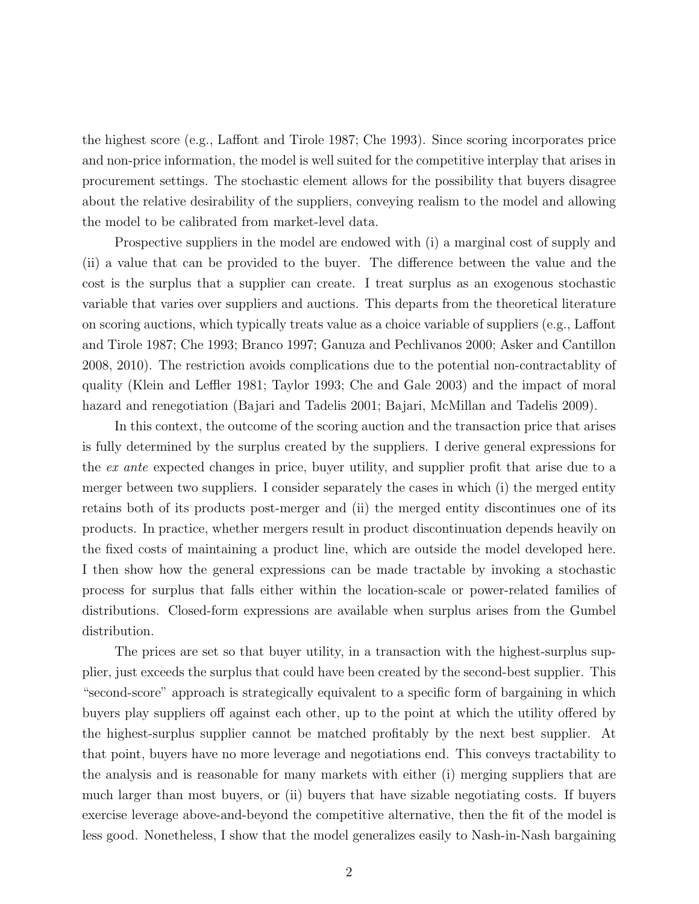the highest score (e.g., Laffont and Tirole 1987; Che 1993). Since scoring incorporates price and non-price information, the model is well suited for the competitive interplay that arises in procurement settings. The stochastic element allows for the possibility that buyers disagree about the relative desirability of the suppliers, conveying realism to the model and allowing the model to be calibrated from market-level data.

Prospective suppliers in the model are endowed with (i) a marginal cost of supply and (ii) a value that can be provided to the buyer. The difference between the value and the cost is the surplus that a supplier can create. I treat surplus as an exogenous stochastic variable that varies over suppliers and auctions. This departs from the theoretical literature on scoring auctions, which typically treats value as a choice variable of suppliers (e.g., Laffont and Tirole 1987; Che 1993; Branco 1997; Ganuza and Pechlivanos 2000; Asker and Cantillon 2008, 2010). The restriction avoids complications due to the potential non-contractablity of quality (Klein and Leffler 1981; Taylor 1993; Che and Gale 2003) and the impact of moral hazard and renegotiation (Bajari and Tadelis 2001; Bajari, McMillan and Tadelis 2009).

In this context, the outcome of the scoring auction and the transaction price that arises is fully determined by the surplus created by the suppliers. I derive general expressions for the *ex ante* expected changes in price, buyer utility, and supplier profit that arise due to a merger between two suppliers. I consider separately the cases in which (i) the merged entity retains both of its products post-merger and (ii) the merged entity discontinues one of its products. In practice, whether mergers result in product discontinuation depends heavily on the fixed costs of maintaining a product line, which are outside the model developed here. I then show how the general expressions can be made tractable by invoking a stochastic process for surplus that falls either within the location-scale or power-related families of distributions. Closed-form expressions are available when surplus arises from the Gumbel distribution.

The prices are set so that buyer utility, in a transaction with the highest-surplus supplier, just exceeds the surplus that could have been created by the second-best supplier. This "second-score" approach is strategically equivalent to a specific form of bargaining in which buyers play suppliers off against each other, up to the point at which the utility offered by the highest-surplus supplier cannot be matched profitably by the next best supplier. At that point, buyers have no more leverage and negotiations end. This conveys tractability to the analysis and is reasonable for many markets with either (i) merging suppliers that are much larger than most buyers, or (ii) buyers that have sizable negotiating costs. If buyers exercise leverage above-and-beyond the competitive alternative, then the fit of the model is less good. Nonetheless, I show that the model generalizes easily to Nash-in-Nash bargaining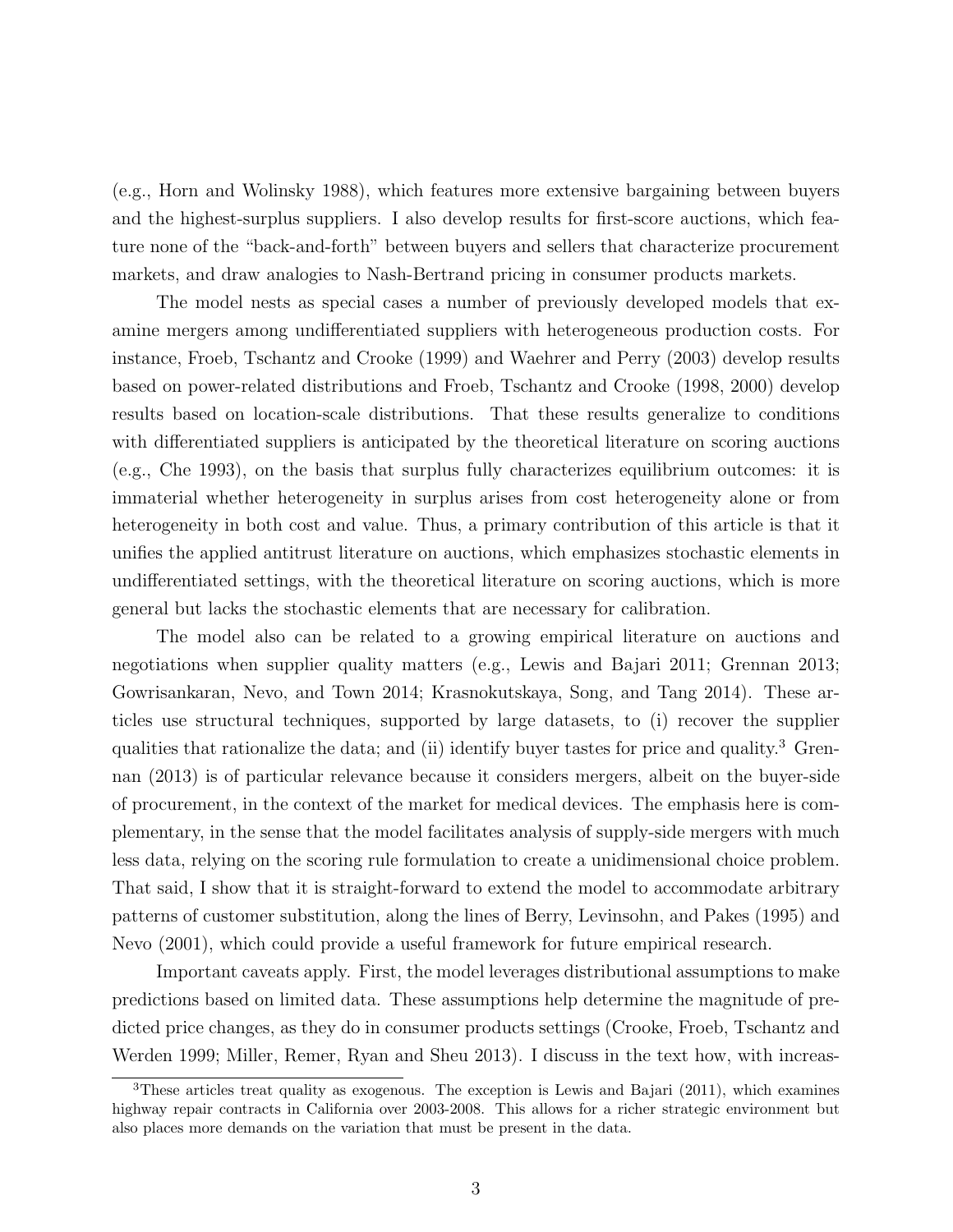(e.g., Horn and Wolinsky 1988), which features more extensive bargaining between buyers and the highest-surplus suppliers. I also develop results for first-score auctions, which feature none of the "back-and-forth" between buyers and sellers that characterize procurement markets, and draw analogies to Nash-Bertrand pricing in consumer products markets.

The model nests as special cases a number of previously developed models that examine mergers among undifferentiated suppliers with heterogeneous production costs. For instance, Froeb, Tschantz and Crooke (1999) and Waehrer and Perry (2003) develop results based on power-related distributions and Froeb, Tschantz and Crooke (1998, 2000) develop results based on location-scale distributions. That these results generalize to conditions with differentiated suppliers is anticipated by the theoretical literature on scoring auctions (e.g., Che 1993), on the basis that surplus fully characterizes equilibrium outcomes: it is immaterial whether heterogeneity in surplus arises from cost heterogeneity alone or from heterogeneity in both cost and value. Thus, a primary contribution of this article is that it unifies the applied antitrust literature on auctions, which emphasizes stochastic elements in undifferentiated settings, with the theoretical literature on scoring auctions, which is more general but lacks the stochastic elements that are necessary for calibration.

The model also can be related to a growing empirical literature on auctions and negotiations when supplier quality matters (e.g., Lewis and Bajari 2011; Grennan 2013; Gowrisankaran, Nevo, and Town 2014; Krasnokutskaya, Song, and Tang 2014). These articles use structural techniques, supported by large datasets, to (i) recover the supplier qualities that rationalize the data; and (ii) identify buyer tastes for price and quality.[3] Grennan (2013) is of particular relevance because it considers mergers, albeit on the buyer-side of procurement, in the context of the market for medical devices. The emphasis here is complementary, in the sense that the model facilitates analysis of supply-side mergers with much less data, relying on the scoring rule formulation to create a unidimensional choice problem. That said, I show that it is straight-forward to extend the model to accommodate arbitrary patterns of customer substitution, along the lines of Berry, Levinsohn, and Pakes (1995) and Nevo (2001), which could provide a useful framework for future empirical research.

Important caveats apply. First, the model leverages distributional assumptions to make predictions based on limited data. These assumptions help determine the magnitude of predicted price changes, as they do in consumer products settings (Crooke, Froeb, Tschantz and Werden 1999; Miller, Remer, Ryan and Sheu 2013). I discuss in the text how, with increas-

[3] These articles treat quality as exogenous. The exception is Lewis and Bajari (2011), which examines highway repair contracts in California over 2003-2008. This allows for a richer strategic environment but also places more demands on the variation that must be present in the data.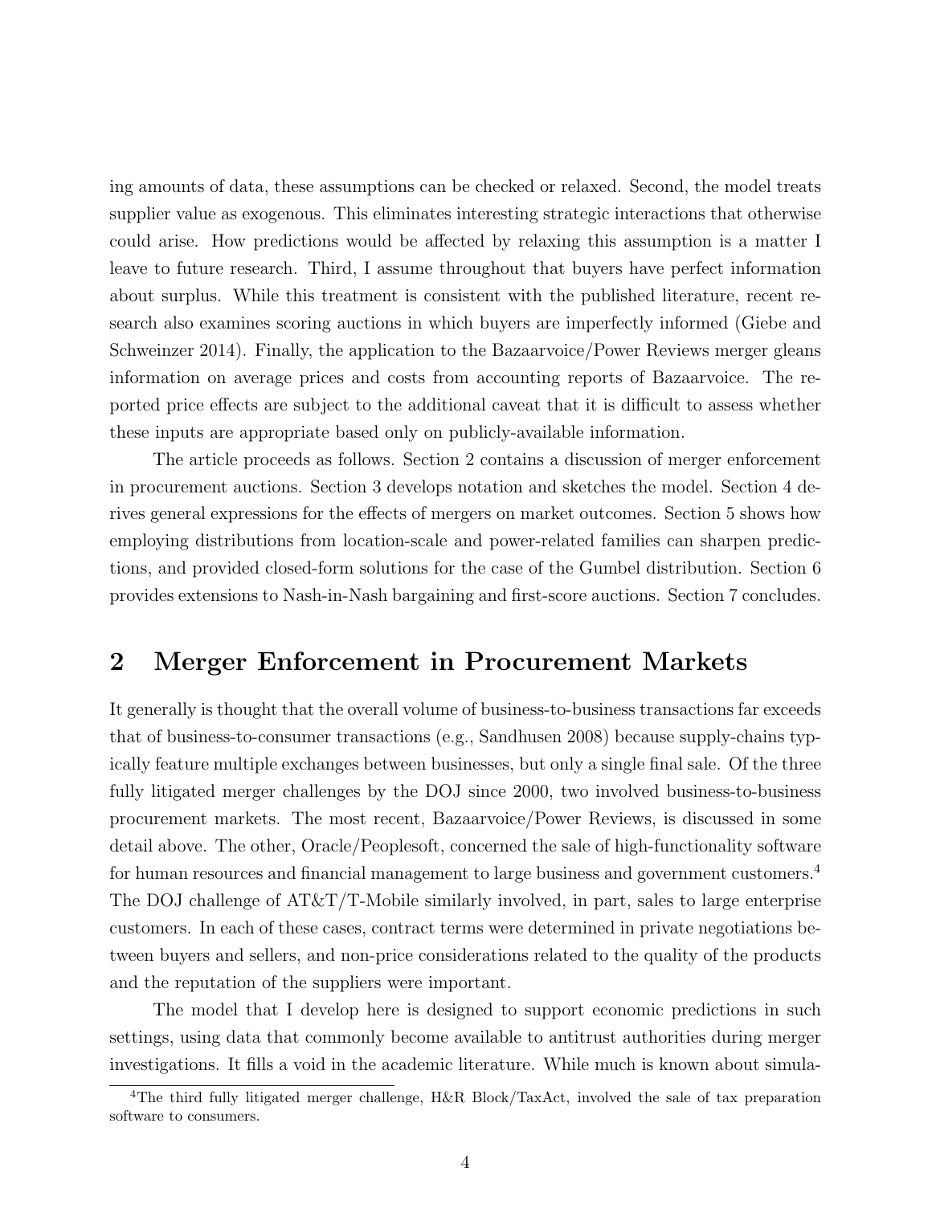ing amounts of data, these assumptions can be checked or relaxed. Second, the model treats supplier value as exogenous. This eliminates interesting strategic interactions that otherwise could arise. How predictions would be affected by relaxing this assumption is a matter I leave to future research. Third, I assume throughout that buyers have perfect information about surplus. While this treatment is consistent with the published literature, recent research also examines scoring auctions in which buyers are imperfectly informed (Giebe and Schweinzer 2014). Finally, the application to the Bazaarvoice/Power Reviews merger gleans information on average prices and costs from accounting reports of Bazaarvoice. The reported price effects are subject to the additional caveat that it is difficult to assess whether these inputs are appropriate based only on publicly-available information.

The article proceeds as follows. Section 2 contains a discussion of merger enforcement in procurement auctions. Section 3 develops notation and sketches the model. Section 4 derives general expressions for the effects of mergers on market outcomes. Section 5 shows how employing distributions from location-scale and power-related families can sharpen predictions, and provided closed-form solutions for the case of the Gumbel distribution. Section 6 provides extensions to Nash-in-Nash bargaining and first-score auctions. Section 7 concludes.

## 2 Merger Enforcement in Procurement Markets

It generally is thought that the overall volume of business-to-business transactions far exceeds that of business-to-consumer transactions (e.g., Sandhusen 2008) because supply-chains typically feature multiple exchanges between businesses, but only a single final sale. Of the three fully litigated merger challenges by the DOJ since 2000, two involved business-to-business procurement markets. The most recent, Bazaarvoice/Power Reviews, is discussed in some detail above. The other, Oracle/Peoplesoft, concerned the sale of high-functionality software for human resources and financial management to large business and government customers.[4] The DOJ challenge of AT&T/T-Mobile similarly involved, in part, sales to large enterprise customers. In each of these cases, contract terms were determined in private negotiations between buyers and sellers, and non-price considerations related to the quality of the products and the reputation of the suppliers were important.

The model that I develop here is designed to support economic predictions in such settings, using data that commonly become available to antitrust authorities during merger investigations. It fills a void in the academic literature. While much is known about simula-

[4] The third fully litigated merger challenge, H&R Block/TaxAct, involved the sale of tax preparation software to consumers.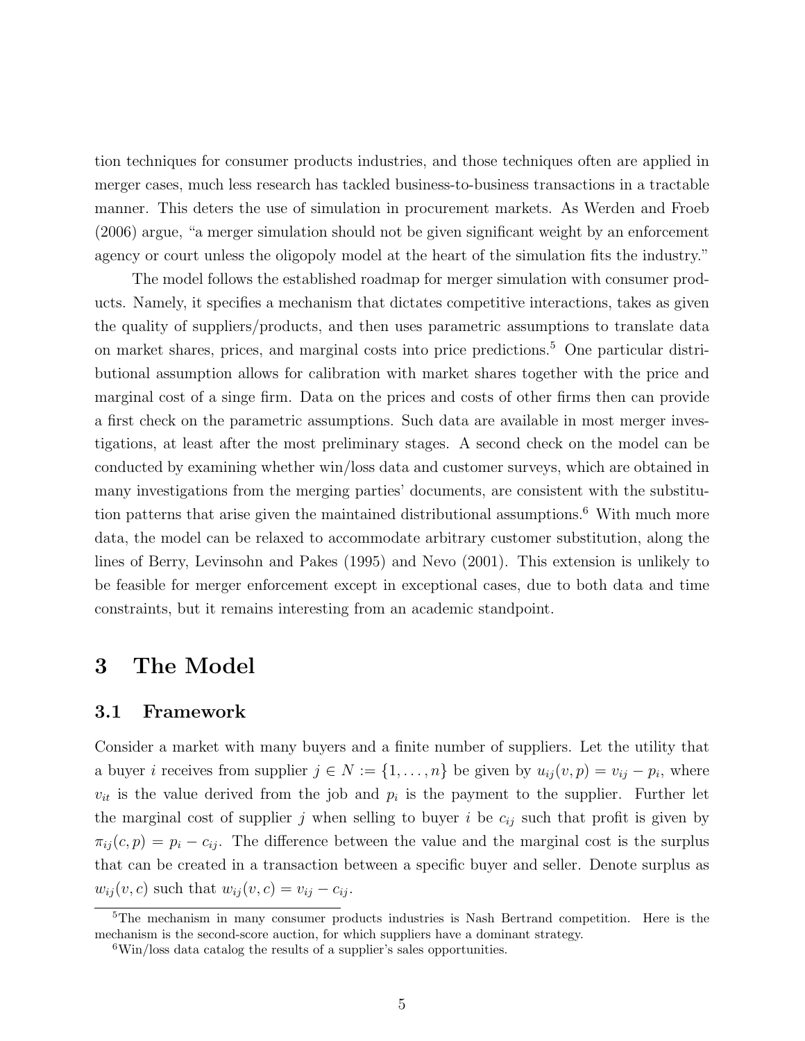tion techniques for consumer products industries, and those techniques often are applied in merger cases, much less research has tackled business-to-business transactions in a tractable manner. This deters the use of simulation in procurement markets. As Werden and Froeb (2006) argue, "a merger simulation should not be given significant weight by an enforcement agency or court unless the oligopoly model at the heart of the simulation fits the industry."

The model follows the established roadmap for merger simulation with consumer products. Namely, it specifies a mechanism that dictates competitive interactions, takes as given the quality of suppliers/products, and then uses parametric assumptions to translate data on market shares, prices, and marginal costs into price predictions.[5] One particular distributional assumption allows for calibration with market shares together with the price and marginal cost of a singe firm. Data on the prices and costs of other firms then can provide a first check on the parametric assumptions. Such data are available in most merger investigations, at least after the most preliminary stages. A second check on the model can be conducted by examining whether win/loss data and customer surveys, which are obtained in many investigations from the merging parties' documents, are consistent with the substitution patterns that arise given the maintained distributional assumptions.[6] With much more data, the model can be relaxed to accommodate arbitrary customer substitution, along the lines of Berry, Levinsohn and Pakes (1995) and Nevo (2001). This extension is unlikely to be feasible for merger enforcement except in exceptional cases, due to both data and time constraints, but it remains interesting from an academic standpoint.

# 3 The Model

## 3.1 Framework

Consider a market with many buyers and a finite number of suppliers. Let the utility that a buyer $i$ receives from supplier $j \in N := \{1, \ldots, n\}$ be given by $u_{ij}(v, p) = v_{ij} - p_i$, where $v_{it}$ is the value derived from the job and $p_i$ is the payment to the supplier. Further let the marginal cost of supplier $j$ when selling to buyer $i$ be $c_{ij}$ such that profit is given by $\pi_{ij}(c, p) = p_i - c_{ij}$. The difference between the value and the marginal cost is the surplus that can be created in a transaction between a specific buyer and seller. Denote surplus as $w_{ij}(v, c)$ such that $w_{ij}(v, c) = v_{ij} - c_{ij}$.

[5]The mechanism in many consumer products industries is Nash Bertrand competition. Here is the mechanism is the second-score auction, for which suppliers have a dominant strategy.

[6]Win/loss data catalog the results of a supplier's sales opportunities.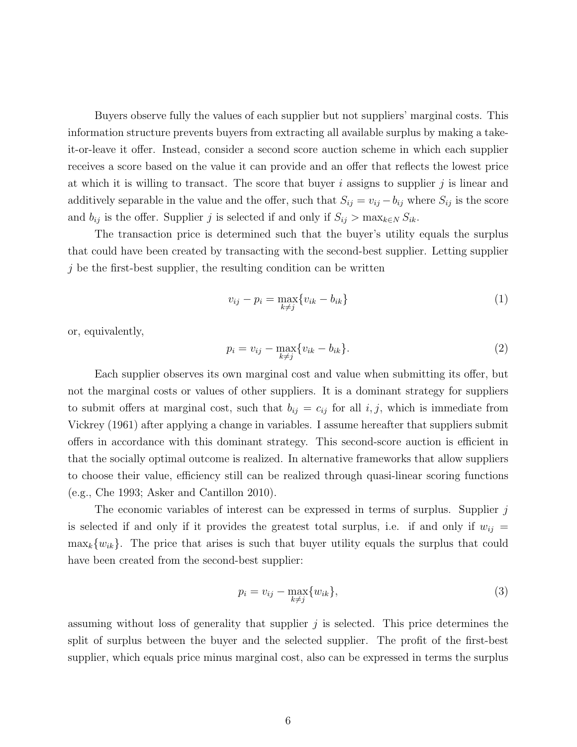Buyers observe fully the values of each supplier but not suppliers' marginal costs. This information structure prevents buyers from extracting all available surplus by making a take-it-or-leave it offer. Instead, consider a second score auction scheme in which each supplier receives a score based on the value it can provide and an offer that reflects the lowest price at which it is willing to transact. The score that buyer $i$ assigns to supplier $j$ is linear and additively separable in the value and the offer, such that $S_{ij} = v_{ij} - b_{ij}$ where $S_{ij}$ is the score and $b_{ij}$ is the offer. Supplier $j$ is selected if and only if $S_{ij} > \max_{k \in N} S_{ik}$.

The transaction price is determined such that the buyer's utility equals the surplus that could have been created by transacting with the second-best supplier. Letting supplier $j$ be the first-best supplier, the resulting condition can be written

$$v_{ij} - p_i = \max_{k \neq j}\{v_{ik} - b_{ik}\} \tag{1}$$

or, equivalently,

$$p_i = v_{ij} - \max_{k \neq j}\{v_{ik} - b_{ik}\}. \tag{2}$$

Each supplier observes its own marginal cost and value when submitting its offer, but not the marginal costs or values of other suppliers. It is a dominant strategy for suppliers to submit offers at marginal cost, such that $b_{ij} = c_{ij}$ for all $i, j$, which is immediate from Vickrey (1961) after applying a change in variables. I assume hereafter that suppliers submit offers in accordance with this dominant strategy. This second-score auction is efficient in that the socially optimal outcome is realized. In alternative frameworks that allow suppliers to choose their value, efficiency still can be realized through quasi-linear scoring functions (e.g., Che 1993; Asker and Cantillon 2010).

The economic variables of interest can be expressed in terms of surplus. Supplier $j$ is selected if and only if it provides the greatest total surplus, i.e. if and only if $w_{ij} = \max_k\{w_{ik}\}$. The price that arises is such that buyer utility equals the surplus that could have been created from the second-best supplier:

$$p_i = v_{ij} - \max_{k \neq j}\{w_{ik}\}, \tag{3}$$

assuming without loss of generality that supplier $j$ is selected. This price determines the split of surplus between the buyer and the selected supplier. The profit of the first-best supplier, which equals price minus marginal cost, also can be expressed in terms the surplus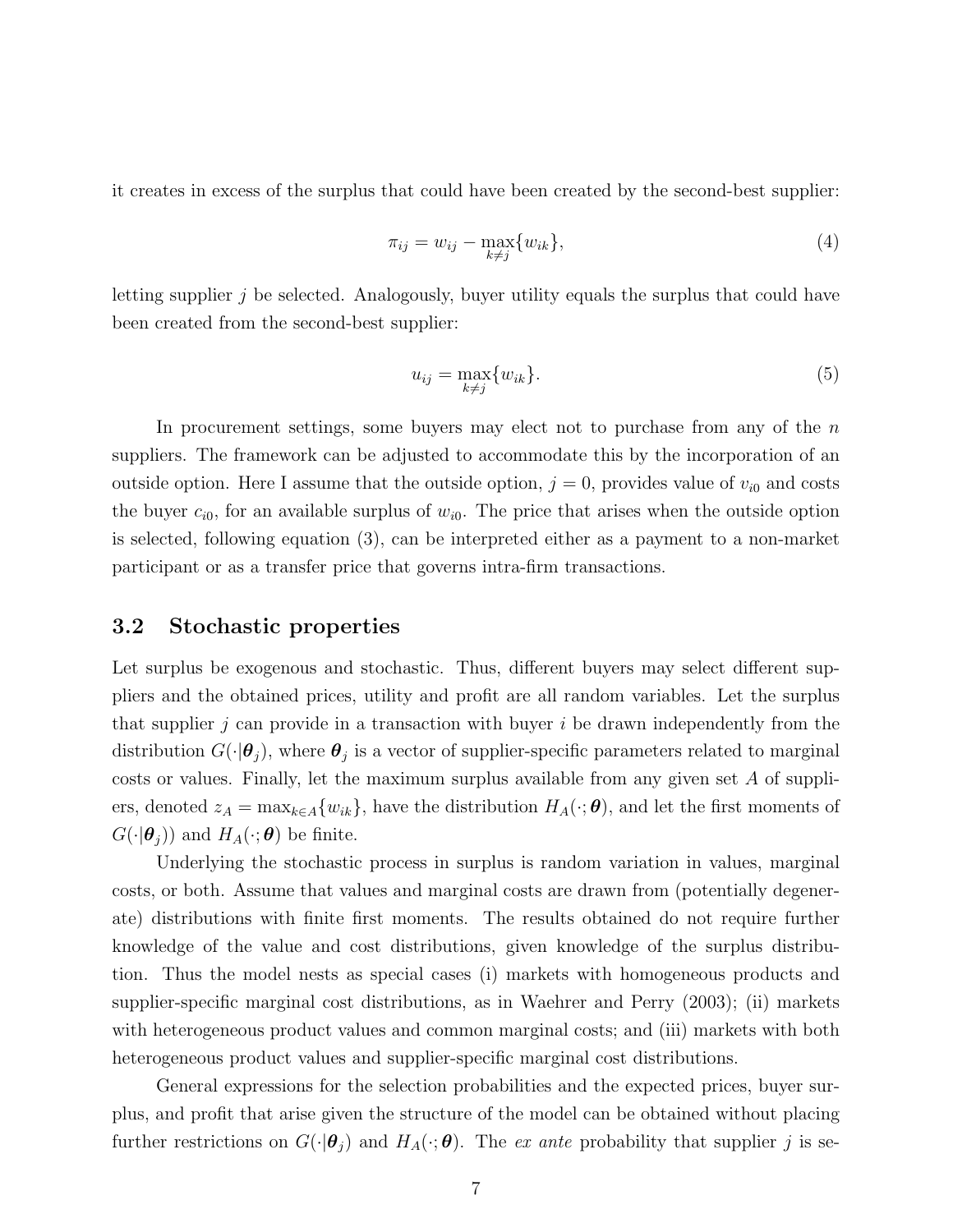it creates in excess of the surplus that could have been created by the second-best supplier:

$$\pi_{ij} = w_{ij} - \max_{k \neq j}\{w_{ik}\}, \tag{4}$$

letting supplier $j$ be selected. Analogously, buyer utility equals the surplus that could have been created from the second-best supplier:

$$u_{ij} = \max_{k \neq j}\{w_{ik}\}. \tag{5}$$

In procurement settings, some buyers may elect not to purchase from any of the $n$ suppliers. The framework can be adjusted to accommodate this by the incorporation of an outside option. Here I assume that the outside option, $j = 0$, provides value of $v_{i0}$ and costs the buyer $c_{i0}$, for an available surplus of $w_{i0}$. The price that arises when the outside option is selected, following equation (3), can be interpreted either as a payment to a non-market participant or as a transfer price that governs intra-firm transactions.

### 3.2 Stochastic properties

Let surplus be exogenous and stochastic. Thus, different buyers may select different suppliers and the obtained prices, utility and profit are all random variables. Let the surplus that supplier $j$ can provide in a transaction with buyer $i$ be drawn independently from the distribution $G(\cdot|\boldsymbol{\theta}_j)$, where $\boldsymbol{\theta}_j$ is a vector of supplier-specific parameters related to marginal costs or values. Finally, let the maximum surplus available from any given set $A$ of suppliers, denoted $z_A = \max_{k \in A}\{w_{ik}\}$, have the distribution $H_A(\cdot;\boldsymbol{\theta})$, and let the first moments of $G(\cdot|\boldsymbol{\theta}_j))$ and $H_A(\cdot;\boldsymbol{\theta})$ be finite.

Underlying the stochastic process in surplus is random variation in values, marginal costs, or both. Assume that values and marginal costs are drawn from (potentially degenerate) distributions with finite first moments. The results obtained do not require further knowledge of the value and cost distributions, given knowledge of the surplus distribution. Thus the model nests as special cases (i) markets with homogeneous products and supplier-specific marginal cost distributions, as in Waehrer and Perry (2003); (ii) markets with heterogeneous product values and common marginal costs; and (iii) markets with both heterogeneous product values and supplier-specific marginal cost distributions.

General expressions for the selection probabilities and the expected prices, buyer surplus, and profit that arise given the structure of the model can be obtained without placing further restrictions on $G(\cdot|\boldsymbol{\theta}_j)$ and $H_A(\cdot;\boldsymbol{\theta})$. The *ex ante* probability that supplier $j$ is se-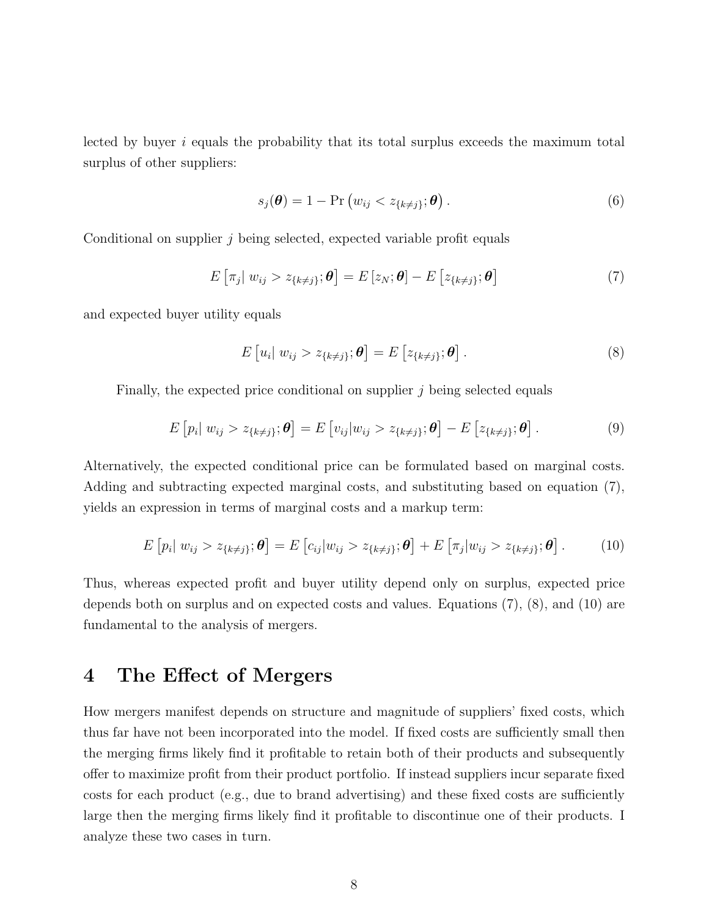lected by buyer $i$ equals the probability that its total surplus exceeds the maximum total surplus of other suppliers:

$$s_j(\boldsymbol{\theta}) = 1 - \Pr\left(w_{ij} < z_{\{k \neq j\}}; \boldsymbol{\theta}\right). \tag{6}$$

Conditional on supplier $j$ being selected, expected variable profit equals

$$E\left[\pi_j \middle| \, w_{ij} > z_{\{k \neq j\}}; \boldsymbol{\theta}\right] = E\left[z_N; \boldsymbol{\theta}\right] - E\left[z_{\{k \neq j\}}; \boldsymbol{\theta}\right] \tag{7}$$

and expected buyer utility equals

$$E\left[u_i \middle| \, w_{ij} > z_{\{k \neq j\}}; \boldsymbol{\theta}\right] = E\left[z_{\{k \neq j\}}; \boldsymbol{\theta}\right]. \tag{8}$$

Finally, the expected price conditional on supplier $j$ being selected equals

$$E\left[p_i \middle| \, w_{ij} > z_{\{k \neq j\}}; \boldsymbol{\theta}\right] = E\left[v_{ij} | w_{ij} > z_{\{k \neq j\}}; \boldsymbol{\theta}\right] - E\left[z_{\{k \neq j\}}; \boldsymbol{\theta}\right]. \tag{9}$$

Alternatively, the expected conditional price can be formulated based on marginal costs. Adding and subtracting expected marginal costs, and substituting based on equation (7), yields an expression in terms of marginal costs and a markup term:

$$E\left[p_i \middle| \, w_{ij} > z_{\{k \neq j\}}; \boldsymbol{\theta}\right] = E\left[c_{ij} | w_{ij} > z_{\{k \neq j\}}; \boldsymbol{\theta}\right] + E\left[\pi_j | w_{ij} > z_{\{k \neq j\}}; \boldsymbol{\theta}\right]. \tag{10}$$

Thus, whereas expected profit and buyer utility depend only on surplus, expected price depends both on surplus and on expected costs and values. Equations (7), (8), and (10) are fundamental to the analysis of mergers.

# 4 The Effect of Mergers

How mergers manifest depends on structure and magnitude of suppliers' fixed costs, which thus far have not been incorporated into the model. If fixed costs are sufficiently small then the merging firms likely find it profitable to retain both of their products and subsequently offer to maximize profit from their product portfolio. If instead suppliers incur separate fixed costs for each product (e.g., due to brand advertising) and these fixed costs are sufficiently large then the merging firms likely find it profitable to discontinue one of their products. I analyze these two cases in turn.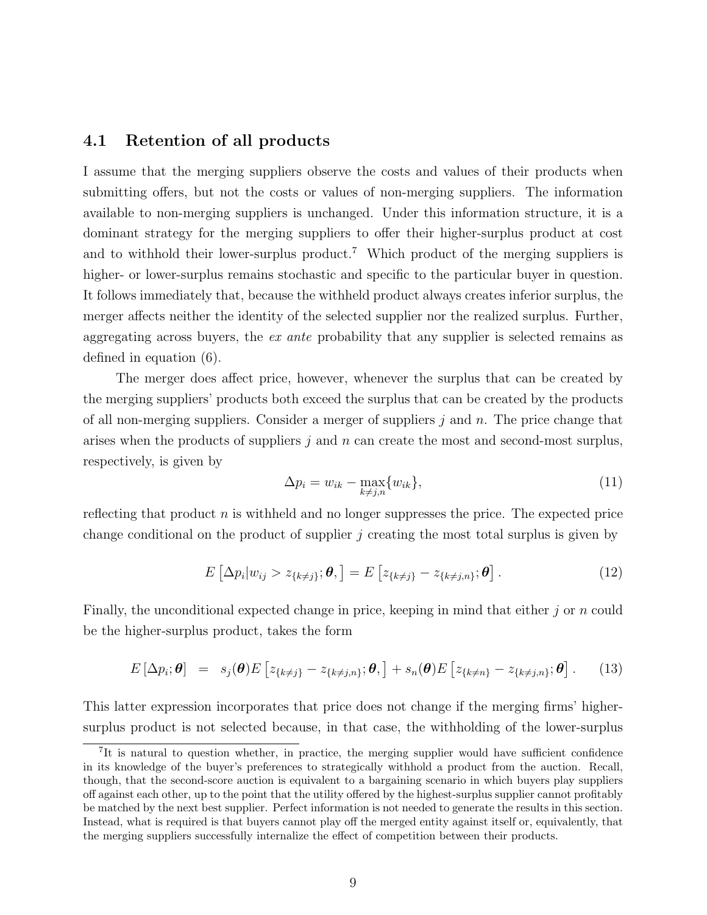### 4.1 Retention of all products

I assume that the merging suppliers observe the costs and values of their products when submitting offers, but not the costs or values of non-merging suppliers. The information available to non-merging suppliers is unchanged. Under this information structure, it is a dominant strategy for the merging suppliers to offer their higher-surplus product at cost and to withhold their lower-surplus product.[7] Which product of the merging suppliers is higher- or lower-surplus remains stochastic and specific to the particular buyer in question. It follows immediately that, because the withheld product always creates inferior surplus, the merger affects neither the identity of the selected supplier nor the realized surplus. Further, aggregating across buyers, the *ex ante* probability that any supplier is selected remains as defined in equation (6).

The merger does affect price, however, whenever the surplus that can be created by the merging suppliers' products both exceed the surplus that can be created by the products of all non-merging suppliers. Consider a merger of suppliers $j$ and $n$. The price change that arises when the products of suppliers $j$ and $n$ can create the most and second-most surplus, respectively, is given by

$$\Delta p_i = w_{ik} - \max_{k \neq j,n}\{w_{ik}\}, \tag{11}$$

reflecting that product $n$ is withheld and no longer suppresses the price. The expected price change conditional on the product of supplier $j$ creating the most total surplus is given by

$$E\left[\Delta p_i | w_{ij} > z_{\{k \neq j\}}; \boldsymbol{\theta}, \right] = E\left[z_{\{k \neq j\}} - z_{\{k \neq j,n\}}; \boldsymbol{\theta}\right]. \tag{12}$$

Finally, the unconditional expected change in price, keeping in mind that either $j$ or $n$ could be the higher-surplus product, takes the form

$$E\left[\Delta p_i; \boldsymbol{\theta}\right] = s_j(\boldsymbol{\theta}) E\left[z_{\{k \neq j\}} - z_{\{k \neq j,n\}}; \boldsymbol{\theta}, \right] + s_n(\boldsymbol{\theta}) E\left[z_{\{k \neq n\}} - z_{\{k \neq j,n\}}; \boldsymbol{\theta}\right]. \tag{13}$$

This latter expression incorporates that price does not change if the merging firms' higher-surplus product is not selected because, in that case, the withholding of the lower-surplus

[7] It is natural to question whether, in practice, the merging supplier would have sufficient confidence in its knowledge of the buyer's preferences to strategically withhold a product from the auction. Recall, though, that the second-score auction is equivalent to a bargaining scenario in which buyers play suppliers off against each other, up to the point that the utility offered by the highest-surplus supplier cannot profitably be matched by the next best supplier. Perfect information is not needed to generate the results in this section. Instead, what is required is that buyers cannot play off the merged entity against itself or, equivalently, that the merging suppliers successfully internalize the effect of competition between their products.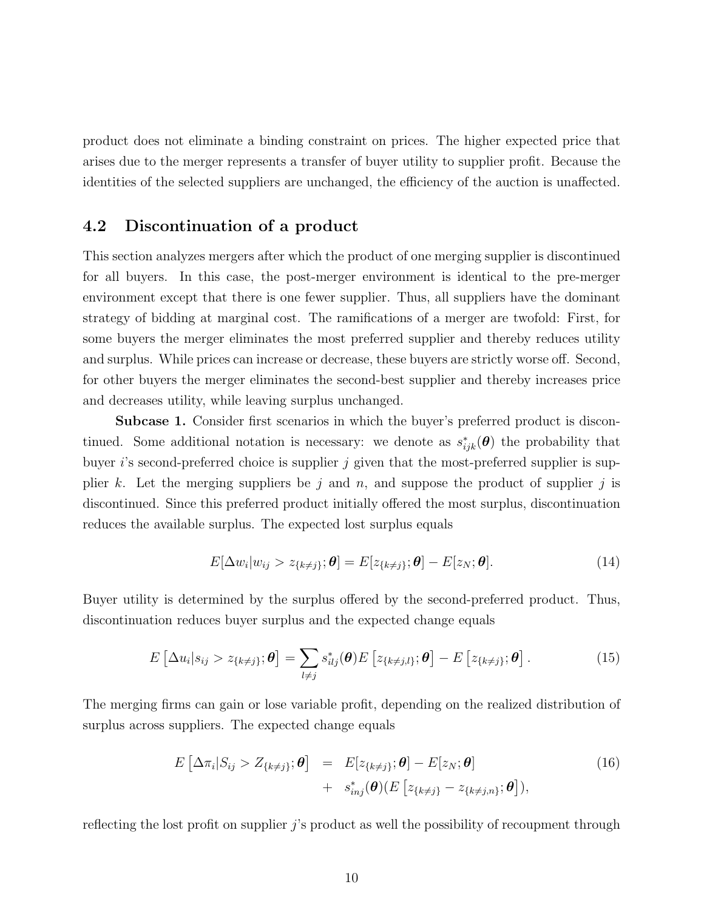product does not eliminate a binding constraint on prices. The higher expected price that arises due to the merger represents a transfer of buyer utility to supplier profit. Because the identities of the selected suppliers are unchanged, the efficiency of the auction is unaffected.

## 4.2 Discontinuation of a product

This section analyzes mergers after which the product of one merging supplier is discontinued for all buyers. In this case, the post-merger environment is identical to the pre-merger environment except that there is one fewer supplier. Thus, all suppliers have the dominant strategy of bidding at marginal cost. The ramifications of a merger are twofold: First, for some buyers the merger eliminates the most preferred supplier and thereby reduces utility and surplus. While prices can increase or decrease, these buyers are strictly worse off. Second, for other buyers the merger eliminates the second-best supplier and thereby increases price and decreases utility, while leaving surplus unchanged.

**Subcase 1.** Consider first scenarios in which the buyer's preferred product is discontinued. Some additional notation is necessary: we denote as $s^*_{ijk}(\boldsymbol{\theta})$ the probability that buyer $i$'s second-preferred choice is supplier $j$ given that the most-preferred supplier is supplier $k$. Let the merging suppliers be $j$ and $n$, and suppose the product of supplier $j$ is discontinued. Since this preferred product initially offered the most surplus, discontinuation reduces the available surplus. The expected lost surplus equals

$$E[\Delta w_i | w_{ij} > z_{\{k \neq j\}}; \boldsymbol{\theta}] = E[z_{\{k \neq j\}}; \boldsymbol{\theta}] - E[z_N; \boldsymbol{\theta}]. \tag{14}$$

Buyer utility is determined by the surplus offered by the second-preferred product. Thus, discontinuation reduces buyer surplus and the expected change equals

$$E\left[\Delta u_i | s_{ij} > z_{\{k \neq j\}}; \boldsymbol{\theta}\right] = \sum_{l \neq j} s^*_{ilj}(\boldsymbol{\theta}) E\left[z_{\{k \neq j,l\}}; \boldsymbol{\theta}\right] - E\left[z_{\{k \neq j\}}; \boldsymbol{\theta}\right]. \tag{15}$$

The merging firms can gain or lose variable profit, depending on the realized distribution of surplus across suppliers. The expected change equals

$$\begin{aligned} E\left[\Delta \pi_i | S_{ij} > Z_{\{k \neq j\}}; \boldsymbol{\theta}\right] &= E[z_{\{k \neq j\}}; \boldsymbol{\theta}] - E[z_N; \boldsymbol{\theta}] \\ &+ s^*_{inj}(\boldsymbol{\theta})(E\left[z_{\{k \neq j\}} - z_{\{k \neq j,n\}}; \boldsymbol{\theta}\right]), \end{aligned} \tag{16}$$

reflecting the lost profit on supplier $j$'s product as well the possibility of recoupment through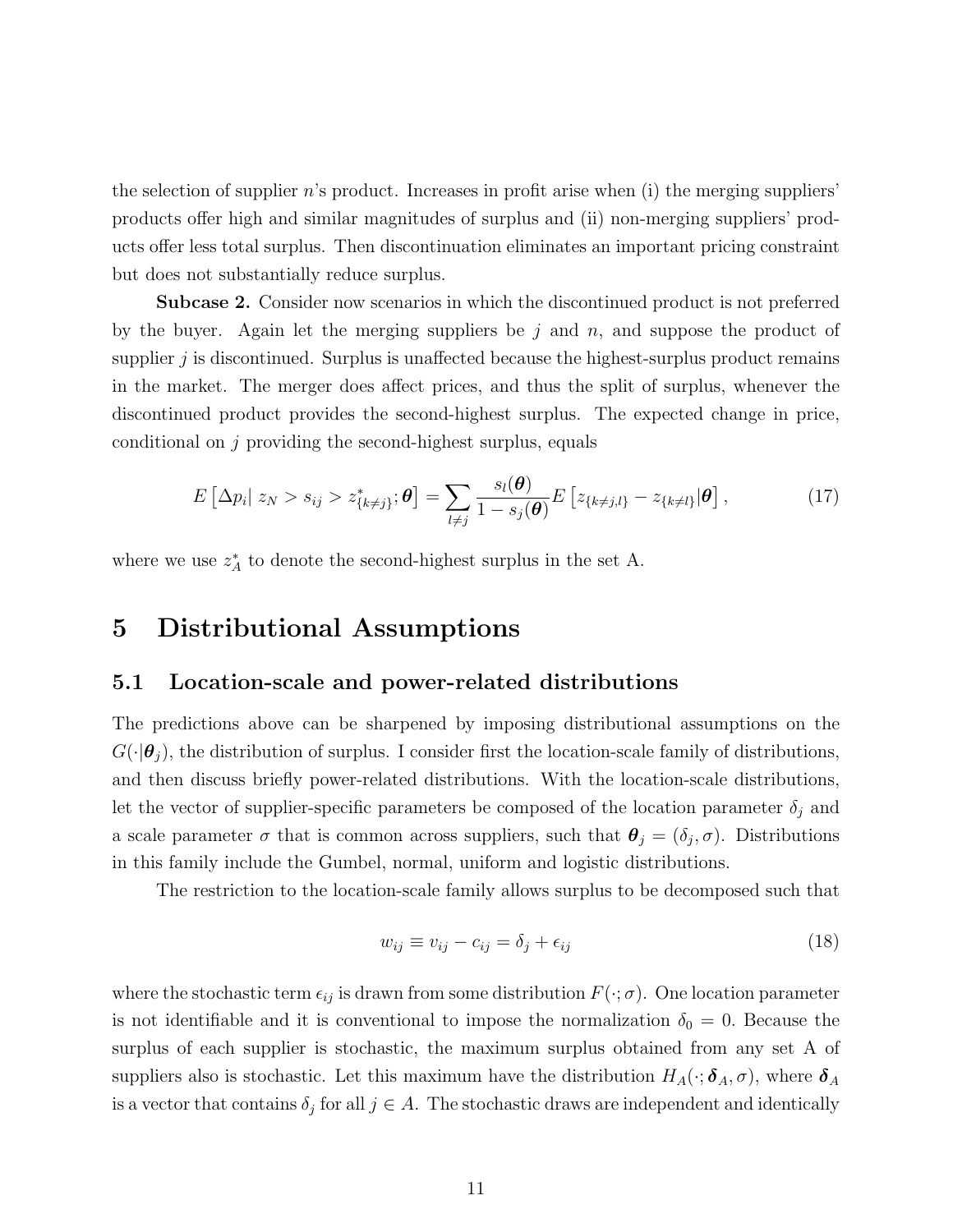the selection of supplier $n$'s product. Increases in profit arise when (i) the merging suppliers' products offer high and similar magnitudes of surplus and (ii) non-merging suppliers' products offer less total surplus. Then discontinuation eliminates an important pricing constraint but does not substantially reduce surplus.

**Subcase 2.** Consider now scenarios in which the discontinued product is not preferred by the buyer. Again let the merging suppliers be $j$ and $n$, and suppose the product of supplier $j$ is discontinued. Surplus is unaffected because the highest-surplus product remains in the market. The merger does affect prices, and thus the split of surplus, whenever the discontinued product provides the second-highest surplus. The expected change in price, conditional on $j$ providing the second-highest surplus, equals

$$E\left[\Delta p_i \middle| \, z_N > s_{ij} > z^*_{\{k \neq j\}}; \boldsymbol{\theta}\right] = \sum_{l \neq j} \frac{s_l(\boldsymbol{\theta})}{1 - s_j(\boldsymbol{\theta})} E\left[z_{\{k \neq j, l\}} - z_{\{k \neq l\}} | \boldsymbol{\theta}\right], \tag{17}$$

where we use $z^*_A$ to denote the second-highest surplus in the set A.

# 5 Distributional Assumptions

## 5.1 Location-scale and power-related distributions

The predictions above can be sharpened by imposing distributional assumptions on the $G(\cdot|\boldsymbol{\theta}_j)$, the distribution of surplus. I consider first the location-scale family of distributions, and then discuss briefly power-related distributions. With the location-scale distributions, let the vector of supplier-specific parameters be composed of the location parameter $\delta_j$ and a scale parameter $\sigma$ that is common across suppliers, such that $\boldsymbol{\theta}_j = (\delta_j, \sigma)$. Distributions in this family include the Gumbel, normal, uniform and logistic distributions.

The restriction to the location-scale family allows surplus to be decomposed such that

$$w_{ij} \equiv v_{ij} - c_{ij} = \delta_j + \epsilon_{ij} \tag{18}$$

where the stochastic term $\epsilon_{ij}$ is drawn from some distribution $F(\cdot; \sigma)$. One location parameter is not identifiable and it is conventional to impose the normalization $\delta_0 = 0$. Because the surplus of each supplier is stochastic, the maximum surplus obtained from any set A of suppliers also is stochastic. Let this maximum have the distribution $H_A(\cdot; \boldsymbol{\delta}_A, \sigma)$, where $\boldsymbol{\delta}_A$ is a vector that contains $\delta_j$ for all $j \in A$. The stochastic draws are independent and identically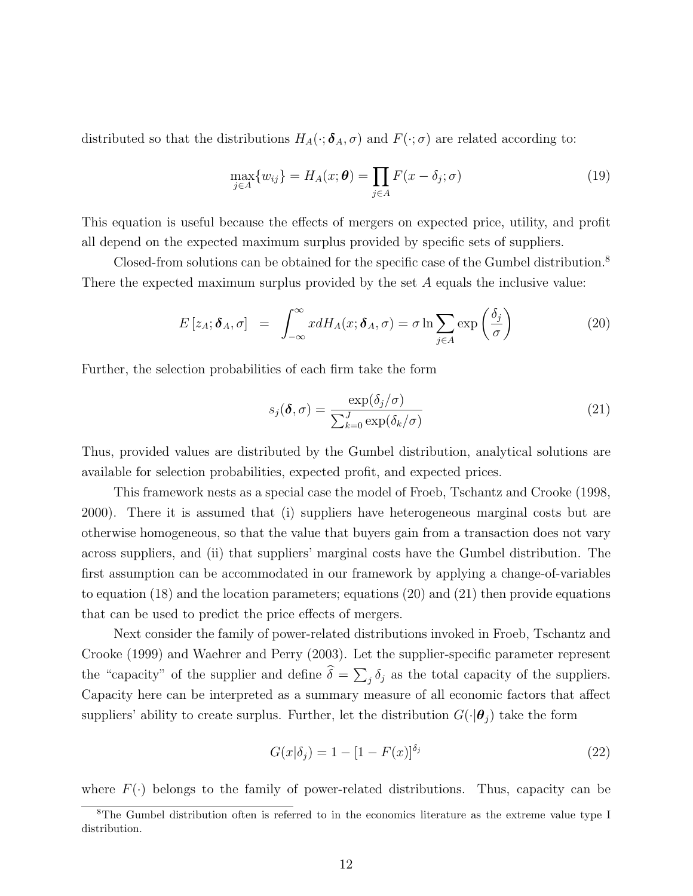distributed so that the distributions $H_A(\cdot;\boldsymbol{\delta}_A,\sigma)$ and $F(\cdot;\sigma)$ are related according to:

$$\max_{j\in A}\{w_{ij}\} = H_A(x;\boldsymbol{\theta}) = \prod_{j\in A} F(x-\delta_j;\sigma) \tag{19}$$

This equation is useful because the effects of mergers on expected price, utility, and profit all depend on the expected maximum surplus provided by specific sets of suppliers.

Closed-from solutions can be obtained for the specific case of the Gumbel distribution.[8] There the expected maximum surplus provided by the set $A$ equals the inclusive value:

$$E\left[z_A;\boldsymbol{\delta}_A,\sigma\right] \;=\; \int_{-\infty}^{\infty} x dH_A(x;\boldsymbol{\delta}_A,\sigma) = \sigma \ln \sum_{j\in A} \exp\left(\frac{\delta_j}{\sigma}\right) \tag{20}$$

Further, the selection probabilities of each firm take the form

$$s_j(\boldsymbol{\delta},\sigma) = \frac{\exp(\delta_j/\sigma)}{\sum_{k=0}^{J}\exp(\delta_k/\sigma)} \tag{21}$$

Thus, provided values are distributed by the Gumbel distribution, analytical solutions are available for selection probabilities, expected profit, and expected prices.

This framework nests as a special case the model of Froeb, Tschantz and Crooke (1998, 2000). There it is assumed that (i) suppliers have heterogeneous marginal costs but are otherwise homogeneous, so that the value that buyers gain from a transaction does not vary across suppliers, and (ii) that suppliers' marginal costs have the Gumbel distribution. The first assumption can be accommodated in our framework by applying a change-of-variables to equation (18) and the location parameters; equations (20) and (21) then provide equations that can be used to predict the price effects of mergers.

Next consider the family of power-related distributions invoked in Froeb, Tschantz and Crooke (1999) and Waehrer and Perry (2003). Let the supplier-specific parameter represent the "capacity" of the supplier and define $\widehat{\delta} = \sum_j \delta_j$ as the total capacity of the suppliers. Capacity here can be interpreted as a summary measure of all economic factors that affect suppliers' ability to create surplus. Further, let the distribution $G(\cdot|\boldsymbol{\theta}_j)$ take the form

$$G(x|\delta_j) = 1 - [1-F(x)]^{\delta_j} \tag{22}$$

where $F(\cdot)$ belongs to the family of power-related distributions. Thus, capacity can be

[8] The Gumbel distribution often is referred to in the economics literature as the extreme value type I distribution.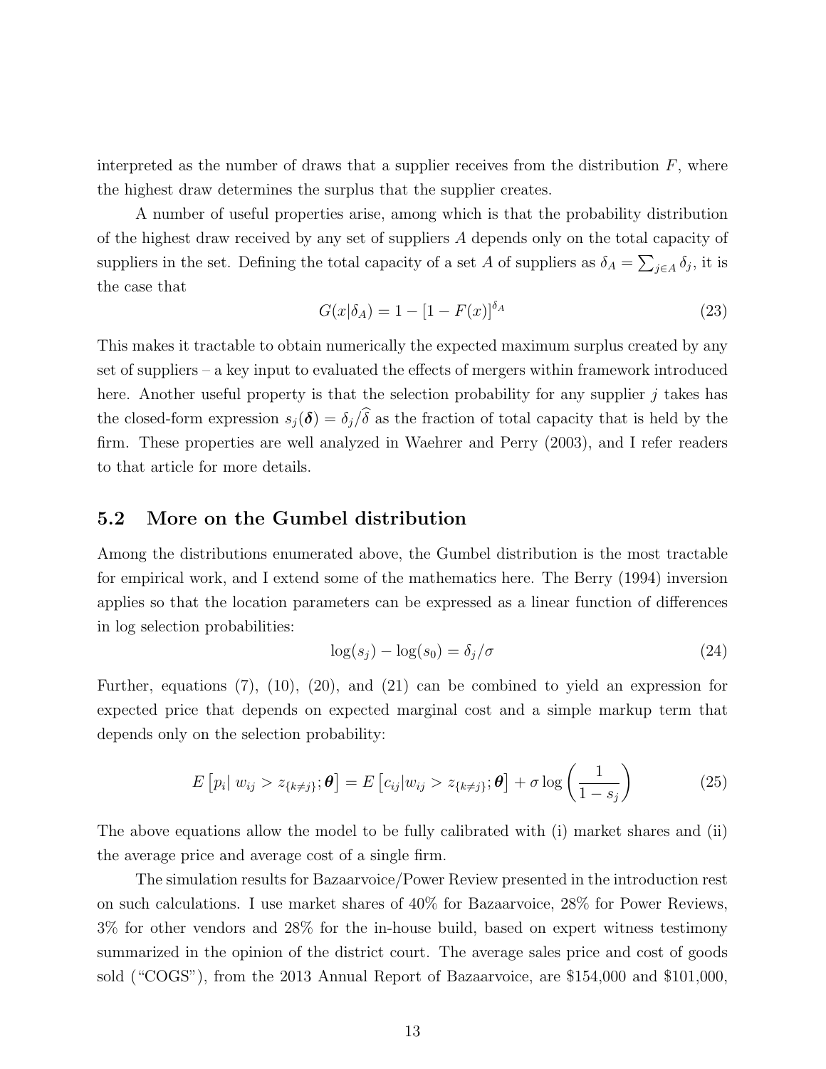interpreted as the number of draws that a supplier receives from the distribution $F$, where the highest draw determines the surplus that the supplier creates.

A number of useful properties arise, among which is that the probability distribution of the highest draw received by any set of suppliers $A$ depends only on the total capacity of suppliers in the set. Defining the total capacity of a set $A$ of suppliers as $\delta_A = \sum_{j \in A} \delta_j$, it is the case that

$$G(x|\delta_A) = 1 - [1 - F(x)]^{\delta_A} \tag{23}$$

This makes it tractable to obtain numerically the expected maximum surplus created by any set of suppliers – a key input to evaluated the effects of mergers within framework introduced here. Another useful property is that the selection probability for any supplier $j$ takes has the closed-form expression $s_j(\boldsymbol{\delta}) = \delta_j / \widehat{\delta}$ as the fraction of total capacity that is held by the firm. These properties are well analyzed in Waehrer and Perry (2003), and I refer readers to that article for more details.

## 5.2 More on the Gumbel distribution

Among the distributions enumerated above, the Gumbel distribution is the most tractable for empirical work, and I extend some of the mathematics here. The Berry (1994) inversion applies so that the location parameters can be expressed as a linear function of differences in log selection probabilities:

$$\log(s_j) - \log(s_0) = \delta_j / \sigma \tag{24}$$

Further, equations (7), (10), (20), and (21) can be combined to yield an expression for expected price that depends on expected marginal cost and a simple markup term that depends only on the selection probability:

$$E\left[p_i \middle|\, w_{ij} > z_{\{k \neq j\}}; \boldsymbol{\theta}\right] = E\left[c_{ij} \middle| w_{ij} > z_{\{k \neq j\}}; \boldsymbol{\theta}\right] + \sigma \log\left(\frac{1}{1 - s_j}\right) \tag{25}$$

The above equations allow the model to be fully calibrated with (i) market shares and (ii) the average price and average cost of a single firm.

The simulation results for Bazaarvoice/Power Review presented in the introduction rest on such calculations. I use market shares of 40% for Bazaarvoice, 28% for Power Reviews, 3% for other vendors and 28% for the in-house build, based on expert witness testimony summarized in the opinion of the district court. The average sales price and cost of goods sold ("COGS"), from the 2013 Annual Report of Bazaarvoice, are \$154,000 and \$101,000,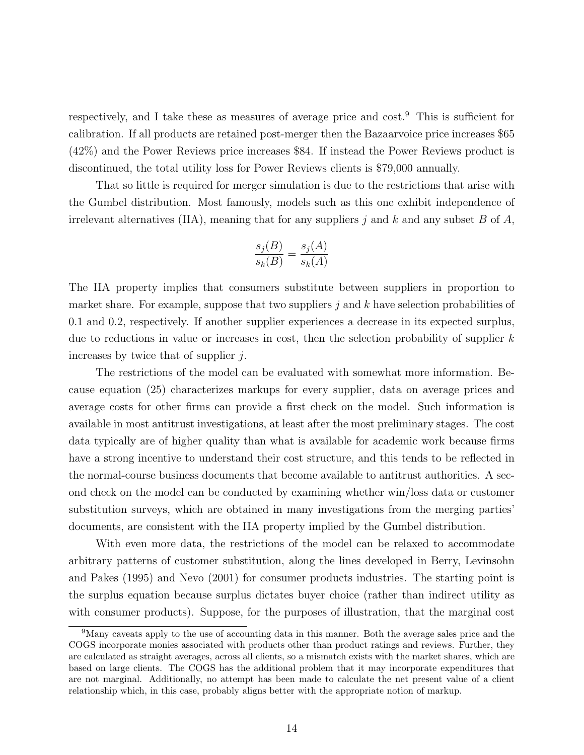respectively, and I take these as measures of average price and cost.[9] This is sufficient for calibration. If all products are retained post-merger then the Bazaarvoice price increases \$65 (42%) and the Power Reviews price increases \$84. If instead the Power Reviews product is discontinued, the total utility loss for Power Reviews clients is \$79,000 annually.

That so little is required for merger simulation is due to the restrictions that arise with the Gumbel distribution. Most famously, models such as this one exhibit independence of irrelevant alternatives (IIA), meaning that for any suppliers $j$ and $k$ and any subset $B$ of $A$,

$$\frac{s_j(B)}{s_k(B)} = \frac{s_j(A)}{s_k(A)}$$

The IIA property implies that consumers substitute between suppliers in proportion to market share. For example, suppose that two suppliers $j$ and $k$ have selection probabilities of 0.1 and 0.2, respectively. If another supplier experiences a decrease in its expected surplus, due to reductions in value or increases in cost, then the selection probability of supplier $k$ increases by twice that of supplier $j$.

The restrictions of the model can be evaluated with somewhat more information. Because equation (25) characterizes markups for every supplier, data on average prices and average costs for other firms can provide a first check on the model. Such information is available in most antitrust investigations, at least after the most preliminary stages. The cost data typically are of higher quality than what is available for academic work because firms have a strong incentive to understand their cost structure, and this tends to be reflected in the normal-course business documents that become available to antitrust authorities. A second check on the model can be conducted by examining whether win/loss data or customer substitution surveys, which are obtained in many investigations from the merging parties' documents, are consistent with the IIA property implied by the Gumbel distribution.

With even more data, the restrictions of the model can be relaxed to accommodate arbitrary patterns of customer substitution, along the lines developed in Berry, Levinsohn and Pakes (1995) and Nevo (2001) for consumer products industries. The starting point is the surplus equation because surplus dictates buyer choice (rather than indirect utility as with consumer products). Suppose, for the purposes of illustration, that the marginal cost

[9] Many caveats apply to the use of accounting data in this manner. Both the average sales price and the COGS incorporate monies associated with products other than product ratings and reviews. Further, they are calculated as straight averages, across all clients, so a mismatch exists with the market shares, which are based on large clients. The COGS has the additional problem that it may incorporate expenditures that are not marginal. Additionally, no attempt has been made to calculate the net present value of a client relationship which, in this case, probably aligns better with the appropriate notion of markup.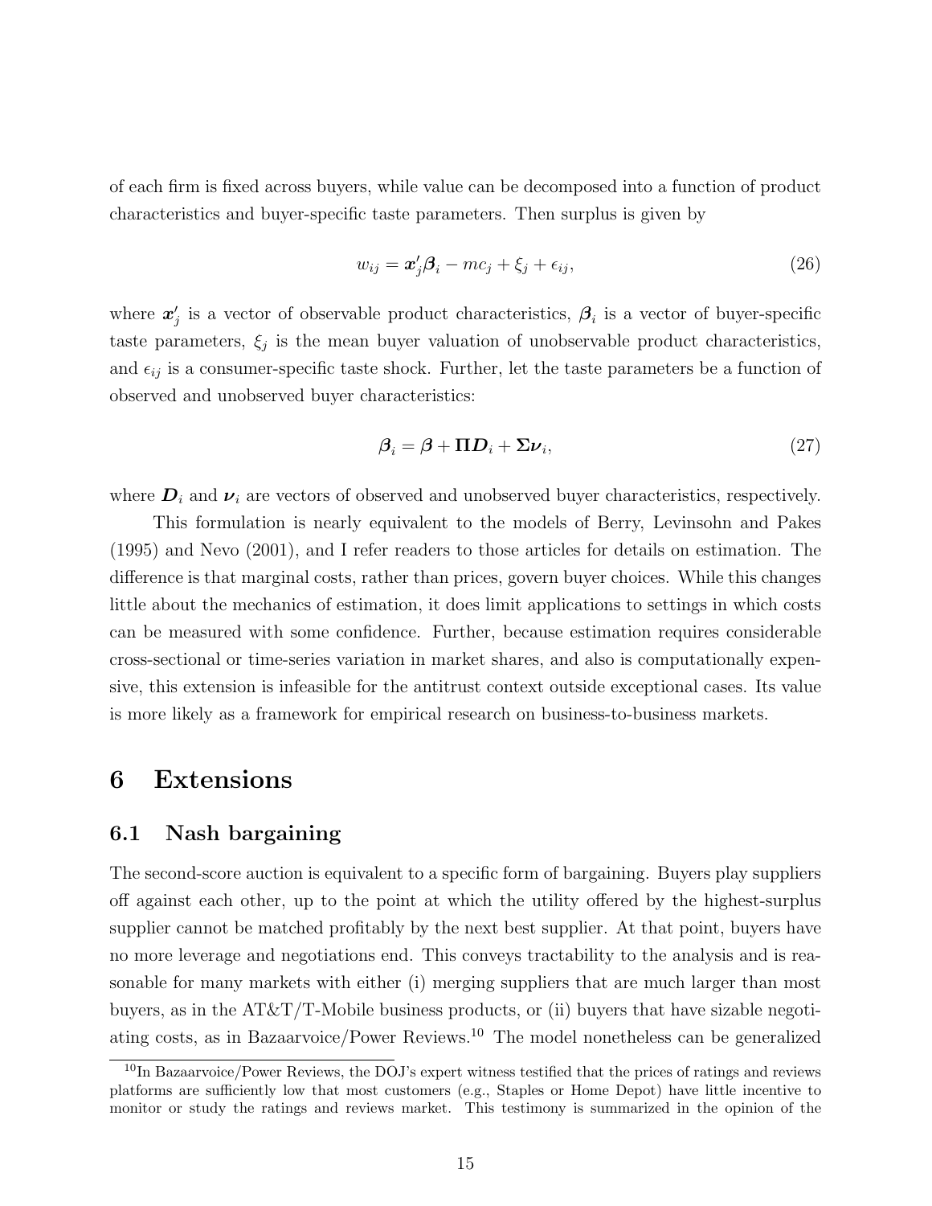of each firm is fixed across buyers, while value can be decomposed into a function of product characteristics and buyer-specific taste parameters. Then surplus is given by

$$w_{ij} = \boldsymbol{x}_j' \boldsymbol{\beta}_i - mc_j + \xi_j + \epsilon_{ij}, \tag{26}$$

where $\boldsymbol{x}_j'$ is a vector of observable product characteristics, $\boldsymbol{\beta}_i$ is a vector of buyer-specific taste parameters, $\xi_j$ is the mean buyer valuation of unobservable product characteristics, and $\epsilon_{ij}$ is a consumer-specific taste shock. Further, let the taste parameters be a function of observed and unobserved buyer characteristics:

$$\boldsymbol{\beta}_i = \boldsymbol{\beta} + \boldsymbol{\Pi} \boldsymbol{D}_i + \boldsymbol{\Sigma} \boldsymbol{\nu}_i, \tag{27}$$

where $\boldsymbol{D}_i$ and $\boldsymbol{\nu}_i$ are vectors of observed and unobserved buyer characteristics, respectively.

This formulation is nearly equivalent to the models of Berry, Levinsohn and Pakes (1995) and Nevo (2001), and I refer readers to those articles for details on estimation. The difference is that marginal costs, rather than prices, govern buyer choices. While this changes little about the mechanics of estimation, it does limit applications to settings in which costs can be measured with some confidence. Further, because estimation requires considerable cross-sectional or time-series variation in market shares, and also is computationally expensive, this extension is infeasible for the antitrust context outside exceptional cases. Its value is more likely as a framework for empirical research on business-to-business markets.

# 6 Extensions

## 6.1 Nash bargaining

The second-score auction is equivalent to a specific form of bargaining. Buyers play suppliers off against each other, up to the point at which the utility offered by the highest-surplus supplier cannot be matched profitably by the next best supplier. At that point, buyers have no more leverage and negotiations end. This conveys tractability to the analysis and is reasonable for many markets with either (i) merging suppliers that are much larger than most buyers, as in the AT&T/T-Mobile business products, or (ii) buyers that have sizable negotiating costs, as in Bazaarvoice/Power Reviews.[10] The model nonetheless can be generalized

[10] In Bazaarvoice/Power Reviews, the DOJ's expert witness testified that the prices of ratings and reviews platforms are sufficiently low that most customers (e.g., Staples or Home Depot) have little incentive to monitor or study the ratings and reviews market. This testimony is summarized in the opinion of the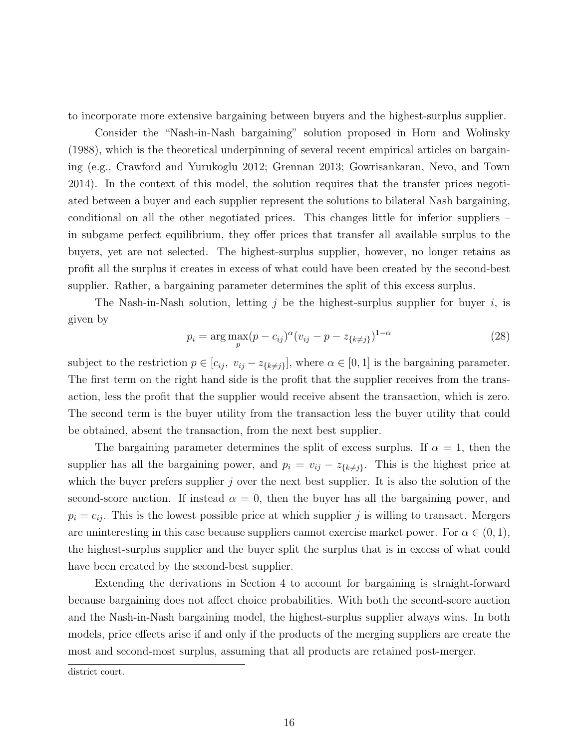to incorporate more extensive bargaining between buyers and the highest-surplus supplier.

Consider the "Nash-in-Nash bargaining" solution proposed in Horn and Wolinsky (1988), which is the theoretical underpinning of several recent empirical articles on bargaining (e.g., Crawford and Yurukoglu 2012; Grennan 2013; Gowrisankaran, Nevo, and Town 2014). In the context of this model, the solution requires that the transfer prices negotiated between a buyer and each supplier represent the solutions to bilateral Nash bargaining, conditional on all the other negotiated prices. This changes little for inferior suppliers – in subgame perfect equilibrium, they offer prices that transfer all available surplus to the buyers, yet are not selected. The highest-surplus supplier, however, no longer retains as profit all the surplus it creates in excess of what could have been created by the second-best supplier. Rather, a bargaining parameter determines the split of this excess surplus.

The Nash-in-Nash solution, letting $j$ be the highest-surplus supplier for buyer $i$, is given by

$$p_i = \arg\max_p (p - c_{ij})^{\alpha}(v_{ij} - p - z_{\{k \neq j\}})^{1-\alpha} \tag{28}$$

subject to the restriction $p \in [c_{ij},\ v_{ij} - z_{\{k \neq j\}}]$, where $\alpha \in [0, 1]$ is the bargaining parameter. The first term on the right hand side is the profit that the supplier receives from the transaction, less the profit that the supplier would receive absent the transaction, which is zero. The second term is the buyer utility from the transaction less the buyer utility that could be obtained, absent the transaction, from the next best supplier.

The bargaining parameter determines the split of excess surplus. If $\alpha = 1$, then the supplier has all the bargaining power, and $p_i = v_{ij} - z_{\{k \neq j\}}$. This is the highest price at which the buyer prefers supplier $j$ over the next best supplier. It is also the solution of the second-score auction. If instead $\alpha = 0$, then the buyer has all the bargaining power, and $p_i = c_{ij}$. This is the lowest possible price at which supplier $j$ is willing to transact. Mergers are uninteresting in this case because suppliers cannot exercise market power. For $\alpha \in (0, 1)$, the highest-surplus supplier and the buyer split the surplus that is in excess of what could have been created by the second-best supplier.

Extending the derivations in Section 4 to account for bargaining is straight-forward because bargaining does not affect choice probabilities. With both the second-score auction and the Nash-in-Nash bargaining model, the highest-surplus supplier always wins. In both models, price effects arise if and only if the products of the merging suppliers are create the most and second-most surplus, assuming that all products are retained post-merger.

district court.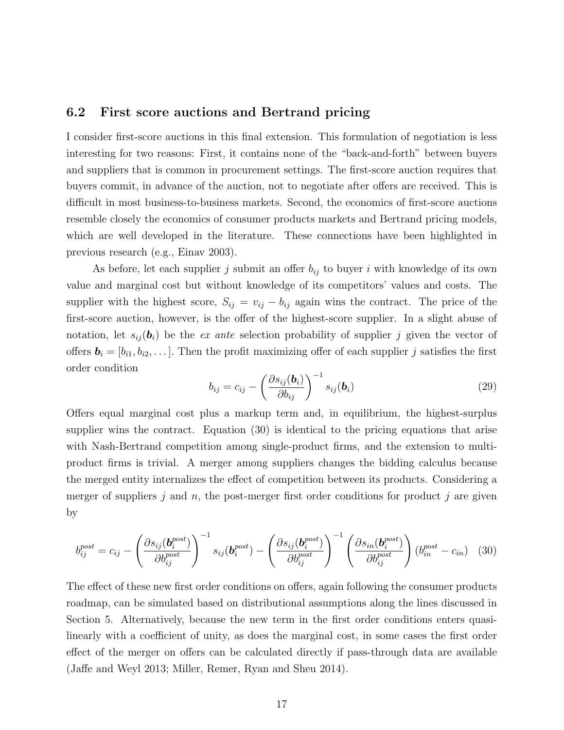### 6.2 First score auctions and Bertrand pricing

I consider first-score auctions in this final extension. This formulation of negotiation is less interesting for two reasons: First, it contains none of the "back-and-forth" between buyers and suppliers that is common in procurement settings. The first-score auction requires that buyers commit, in advance of the auction, not to negotiate after offers are received. This is difficult in most business-to-business markets. Second, the economics of first-score auctions resemble closely the economics of consumer products markets and Bertrand pricing models, which are well developed in the literature. These connections have been highlighted in previous research (e.g., Einav 2003).

As before, let each supplier $j$ submit an offer $b_{ij}$ to buyer $i$ with knowledge of its own value and marginal cost but without knowledge of its competitors' values and costs. The supplier with the highest score, $S_{ij} = v_{ij} - b_{ij}$ again wins the contract. The price of the first-score auction, however, is the offer of the highest-score supplier. In a slight abuse of notation, let $s_{ij}(\boldsymbol{b}_i)$ be the *ex ante* selection probability of supplier $j$ given the vector of offers $\boldsymbol{b}_i = [b_{i1}, b_{i2}, \ldots]$. Then the profit maximizing offer of each supplier $j$ satisfies the first order condition

$$b_{ij} = c_{ij} - \left( \frac{\partial s_{ij}(\boldsymbol{b}_i)}{\partial b_{ij}} \right)^{-1} s_{ij}(\boldsymbol{b}_i) \tag{29}$$

Offers equal marginal cost plus a markup term and, in equilibrium, the highest-surplus supplier wins the contract. Equation (30) is identical to the pricing equations that arise with Nash-Bertrand competition among single-product firms, and the extension to multi-product firms is trivial. A merger among suppliers changes the bidding calculus because the merged entity internalizes the effect of competition between its products. Considering a merger of suppliers $j$ and $n$, the post-merger first order conditions for product $j$ are given by

$$b_{ij}^{post} = c_{ij} - \left( \frac{\partial s_{ij}(\boldsymbol{b}_i^{post})}{\partial b_{ij}^{post}} \right)^{-1} s_{ij}(\boldsymbol{b}_i^{post}) - \left( \frac{\partial s_{ij}(\boldsymbol{b}_i^{post})}{\partial b_{ij}^{post}} \right)^{-1} \left( \frac{\partial s_{in}(\boldsymbol{b}_i^{post})}{\partial b_{ij}^{post}} \right) (b_{in}^{post} - c_{in}) \tag{30}$$

The effect of these new first order conditions on offers, again following the consumer products roadmap, can be simulated based on distributional assumptions along the lines discussed in Section 5. Alternatively, because the new term in the first order conditions enters quasi-linearly with a coefficient of unity, as does the marginal cost, in some cases the first order effect of the merger on offers can be calculated directly if pass-through data are available (Jaffe and Weyl 2013; Miller, Remer, Ryan and Sheu 2014).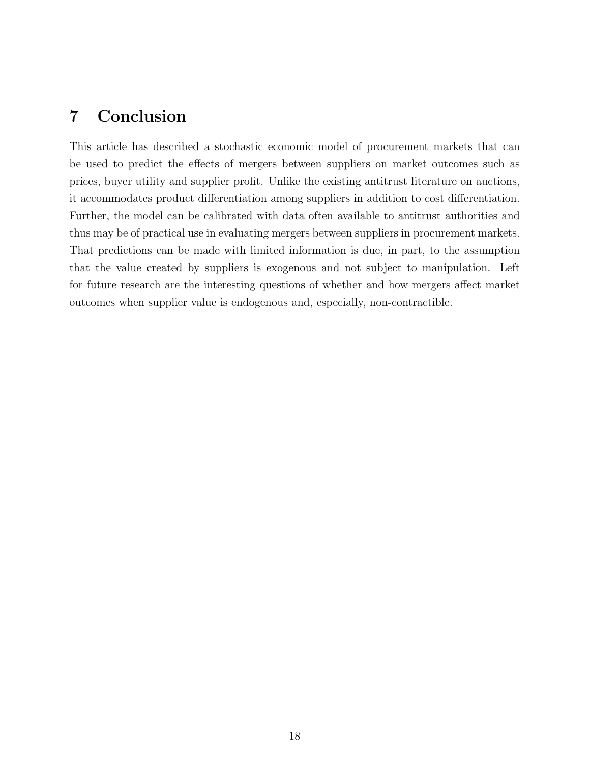# 7 Conclusion

This article has described a stochastic economic model of procurement markets that can be used to predict the effects of mergers between suppliers on market outcomes such as prices, buyer utility and supplier profit. Unlike the existing antitrust literature on auctions, it accommodates product differentiation among suppliers in addition to cost differentiation. Further, the model can be calibrated with data often available to antitrust authorities and thus may be of practical use in evaluating mergers between suppliers in procurement markets. That predictions can be made with limited information is due, in part, to the assumption that the value created by suppliers is exogenous and not subject to manipulation. Left for future research are the interesting questions of whether and how mergers affect market outcomes when supplier value is endogenous and, especially, non-contractible.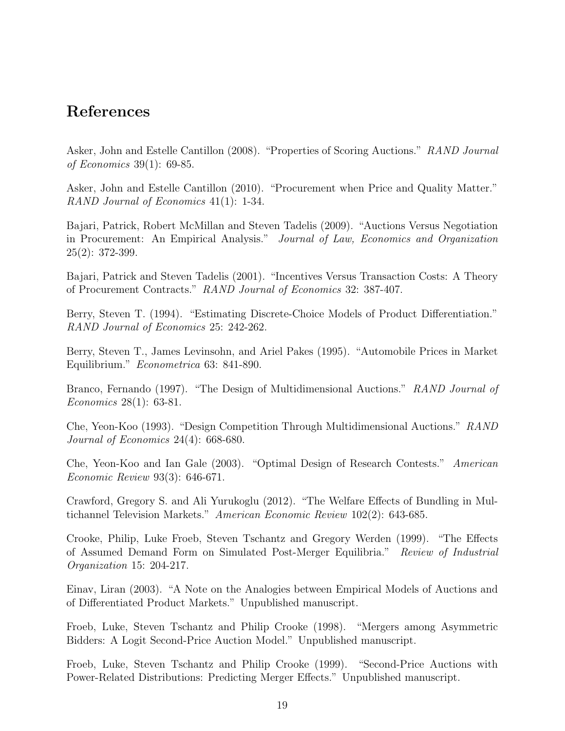## References

Asker, John and Estelle Cantillon (2008). "Properties of Scoring Auctions." *RAND Journal of Economics* 39(1): 69-85.

Asker, John and Estelle Cantillon (2010). "Procurement when Price and Quality Matter." *RAND Journal of Economics* 41(1): 1-34.

Bajari, Patrick, Robert McMillan and Steven Tadelis (2009). "Auctions Versus Negotiation in Procurement: An Empirical Analysis." *Journal of Law, Economics and Organization* 25(2): 372-399.

Bajari, Patrick and Steven Tadelis (2001). "Incentives Versus Transaction Costs: A Theory of Procurement Contracts." *RAND Journal of Economics* 32: 387-407.

Berry, Steven T. (1994). "Estimating Discrete-Choice Models of Product Differentiation." *RAND Journal of Economics* 25: 242-262.

Berry, Steven T., James Levinsohn, and Ariel Pakes (1995). "Automobile Prices in Market Equilibrium." *Econometrica* 63: 841-890.

Branco, Fernando (1997). "The Design of Multidimensional Auctions." *RAND Journal of Economics* 28(1): 63-81.

Che, Yeon-Koo (1993). "Design Competition Through Multidimensional Auctions." *RAND Journal of Economics* 24(4): 668-680.

Che, Yeon-Koo and Ian Gale (2003). "Optimal Design of Research Contests." *American Economic Review* 93(3): 646-671.

Crawford, Gregory S. and Ali Yurukoglu (2012). "The Welfare Effects of Bundling in Multichannel Television Markets." *American Economic Review* 102(2): 643-685.

Crooke, Philip, Luke Froeb, Steven Tschantz and Gregory Werden (1999). "The Effects of Assumed Demand Form on Simulated Post-Merger Equilibria." *Review of Industrial Organization* 15: 204-217.

Einav, Liran (2003). "A Note on the Analogies between Empirical Models of Auctions and of Differentiated Product Markets." Unpublished manuscript.

Froeb, Luke, Steven Tschantz and Philip Crooke (1998). "Mergers among Asymmetric Bidders: A Logit Second-Price Auction Model." Unpublished manuscript.

Froeb, Luke, Steven Tschantz and Philip Crooke (1999). "Second-Price Auctions with Power-Related Distributions: Predicting Merger Effects." Unpublished manuscript.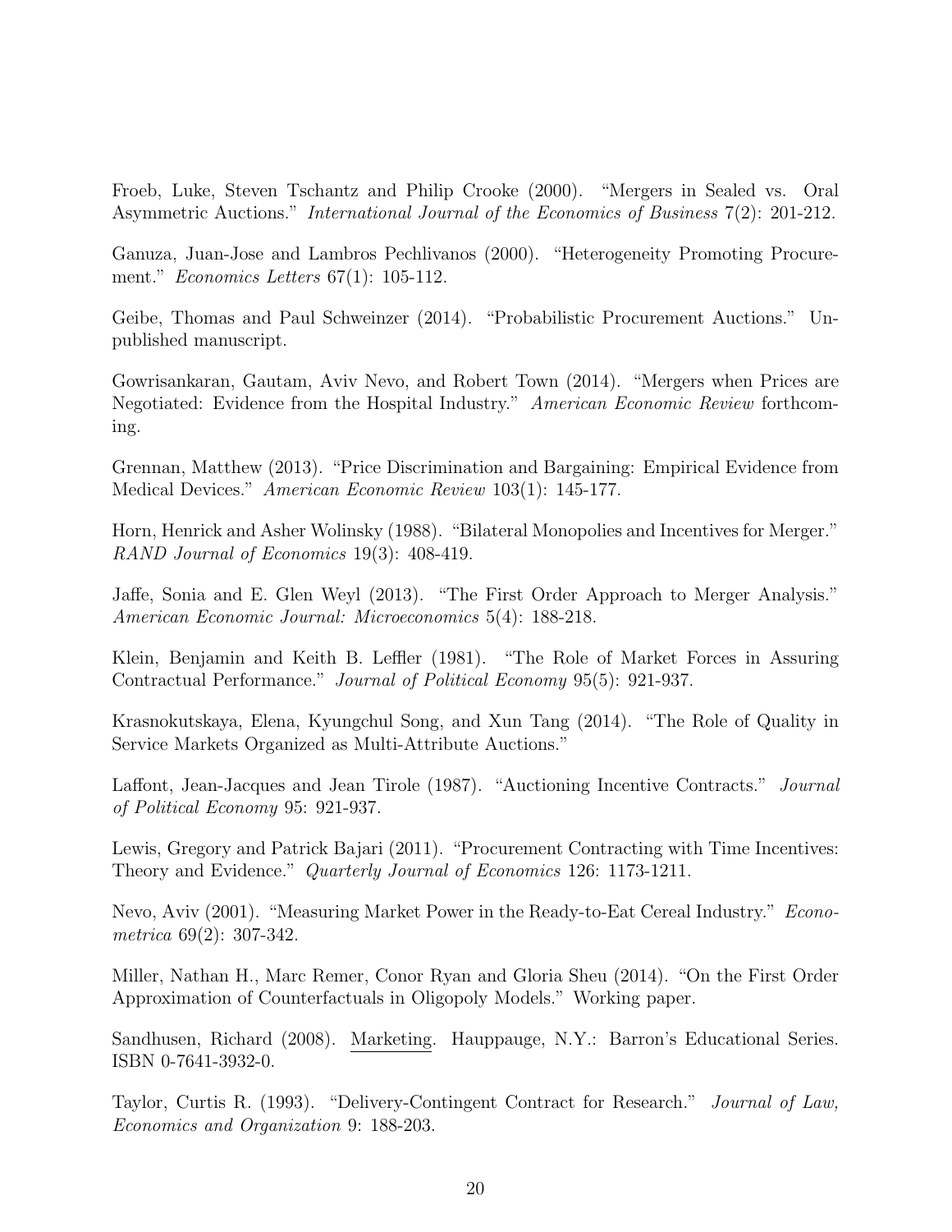Froeb, Luke, Steven Tschantz and Philip Crooke (2000). "Mergers in Sealed vs. Oral Asymmetric Auctions." *International Journal of the Economics of Business* 7(2): 201-212.

Ganuza, Juan-Jose and Lambros Pechlivanos (2000). "Heterogeneity Promoting Procurement." *Economics Letters* 67(1): 105-112.

Geibe, Thomas and Paul Schweinzer (2014). "Probabilistic Procurement Auctions." Unpublished manuscript.

Gowrisankaran, Gautam, Aviv Nevo, and Robert Town (2014). "Mergers when Prices are Negotiated: Evidence from the Hospital Industry." *American Economic Review* forthcoming.

Grennan, Matthew (2013). "Price Discrimination and Bargaining: Empirical Evidence from Medical Devices." *American Economic Review* 103(1): 145-177.

Horn, Henrick and Asher Wolinsky (1988). "Bilateral Monopolies and Incentives for Merger." *RAND Journal of Economics* 19(3): 408-419.

Jaffe, Sonia and E. Glen Weyl (2013). "The First Order Approach to Merger Analysis." *American Economic Journal: Microeconomics* 5(4): 188-218.

Klein, Benjamin and Keith B. Leffler (1981). "The Role of Market Forces in Assuring Contractual Performance." *Journal of Political Economy* 95(5): 921-937.

Krasnokutskaya, Elena, Kyungchul Song, and Xun Tang (2014). "The Role of Quality in Service Markets Organized as Multi-Attribute Auctions."

Laffont, Jean-Jacques and Jean Tirole (1987). "Auctioning Incentive Contracts." *Journal of Political Economy* 95: 921-937.

Lewis, Gregory and Patrick Bajari (2011). "Procurement Contracting with Time Incentives: Theory and Evidence." *Quarterly Journal of Economics* 126: 1173-1211.

Nevo, Aviv (2001). "Measuring Market Power in the Ready-to-Eat Cereal Industry." *Econometrica* 69(2): 307-342.

Miller, Nathan H., Marc Remer, Conor Ryan and Gloria Sheu (2014). "On the First Order Approximation of Counterfactuals in Oligopoly Models." Working paper.

Sandhusen, Richard (2008). Marketing. Hauppauge, N.Y.: Barron's Educational Series. ISBN 0-7641-3932-0.

Taylor, Curtis R. (1993). "Delivery-Contingent Contract for Research." *Journal of Law, Economics and Organization* 9: 188-203.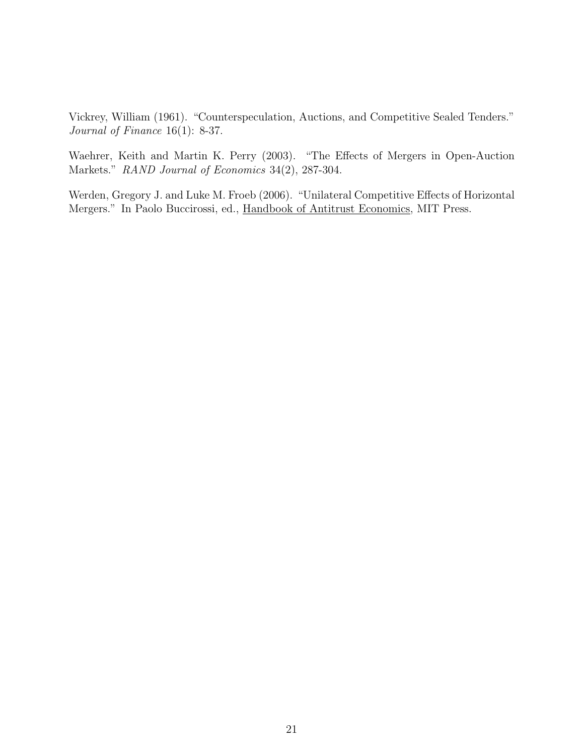Vickrey, William (1961). "Counterspeculation, Auctions, and Competitive Sealed Tenders." *Journal of Finance* 16(1): 8-37.

Waehrer, Keith and Martin K. Perry (2003). "The Effects of Mergers in Open-Auction Markets." *RAND Journal of Economics* 34(2), 287-304.

Werden, Gregory J. and Luke M. Froeb (2006). "Unilateral Competitive Effects of Horizontal Mergers." In Paolo Buccirossi, ed., Handbook of Antitrust Economics, MIT Press.